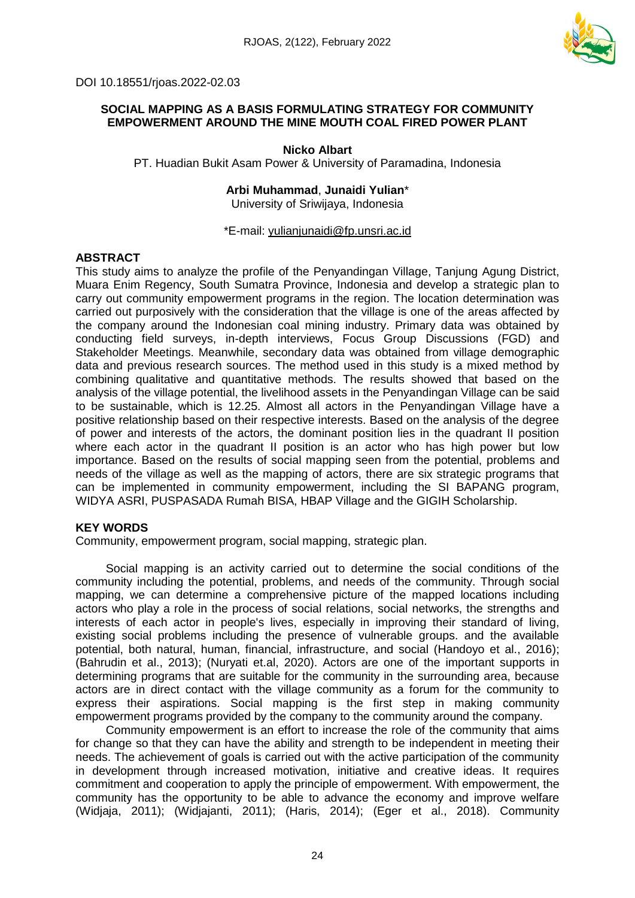DOI 10.18551/rjoas.2022-02.03

# SOCIAL MAPPING AS A BASIS FORMULATING STRATEGY FOR COMMUNITY EMPOWERMENT AROUND THE MINE MOUTH COAL FIRED POWER PLANT

**Nicko Albart**
PT. Huadian Bukit Asam Power & University of Paramadina, Indonesia

**Arbi Muhammad**, **Junaidi Yulian***
University of Sriwijaya, Indonesia

*E-mail: yulianjunaidi@fp.unsri.ac.id

## ABSTRACT

This study aims to analyze the profile of the Penyandingan Village, Tanjung Agung District, Muara Enim Regency, South Sumatra Province, Indonesia and develop a strategic plan to carry out community empowerment programs in the region. The location determination was carried out purposively with the consideration that the village is one of the areas affected by the company around the Indonesian coal mining industry. Primary data was obtained by conducting field surveys, in-depth interviews, Focus Group Discussions (FGD) and Stakeholder Meetings. Meanwhile, secondary data was obtained from village demographic data and previous research sources. The method used in this study is a mixed method by combining qualitative and quantitative methods. The results showed that based on the analysis of the village potential, the livelihood assets in the Penyandingan Village can be said to be sustainable, which is 12.25. Almost all actors in the Penyandingan Village have a positive relationship based on their respective interests. Based on the analysis of the degree of power and interests of the actors, the dominant position lies in the quadrant II position where each actor in the quadrant II position is an actor who has high power but low importance. Based on the results of social mapping seen from the potential, problems and needs of the village as well as the mapping of actors, there are six strategic programs that can be implemented in community empowerment, including the SI BAPANG program, WIDYA ASRI, PUSPASADA Rumah BISA, HBAP Village and the GIGIH Scholarship.

## KEY WORDS

Community, empowerment program, social mapping, strategic plan.

Social mapping is an activity carried out to determine the social conditions of the community including the potential, problems, and needs of the community. Through social mapping, we can determine a comprehensive picture of the mapped locations including actors who play a role in the process of social relations, social networks, the strengths and interests of each actor in people's lives, especially in improving their standard of living, existing social problems including the presence of vulnerable groups. and the available potential, both natural, human, financial, infrastructure, and social (Handoyo et al., 2016); (Bahrudin et al., 2013); (Nuryati et.al, 2020). Actors are one of the important supports in determining programs that are suitable for the community in the surrounding area, because actors are in direct contact with the village community as a forum for the community to express their aspirations. Social mapping is the first step in making community empowerment programs provided by the company to the community around the company.

Community empowerment is an effort to increase the role of the community that aims for change so that they can have the ability and strength to be independent in meeting their needs. The achievement of goals is carried out with the active participation of the community in development through increased motivation, initiative and creative ideas. It requires commitment and cooperation to apply the principle of empowerment. With empowerment, the community has the opportunity to be able to advance the economy and improve welfare (Widjaja, 2011); (Widjajanti, 2011); (Haris, 2014); (Eger et al., 2018). Community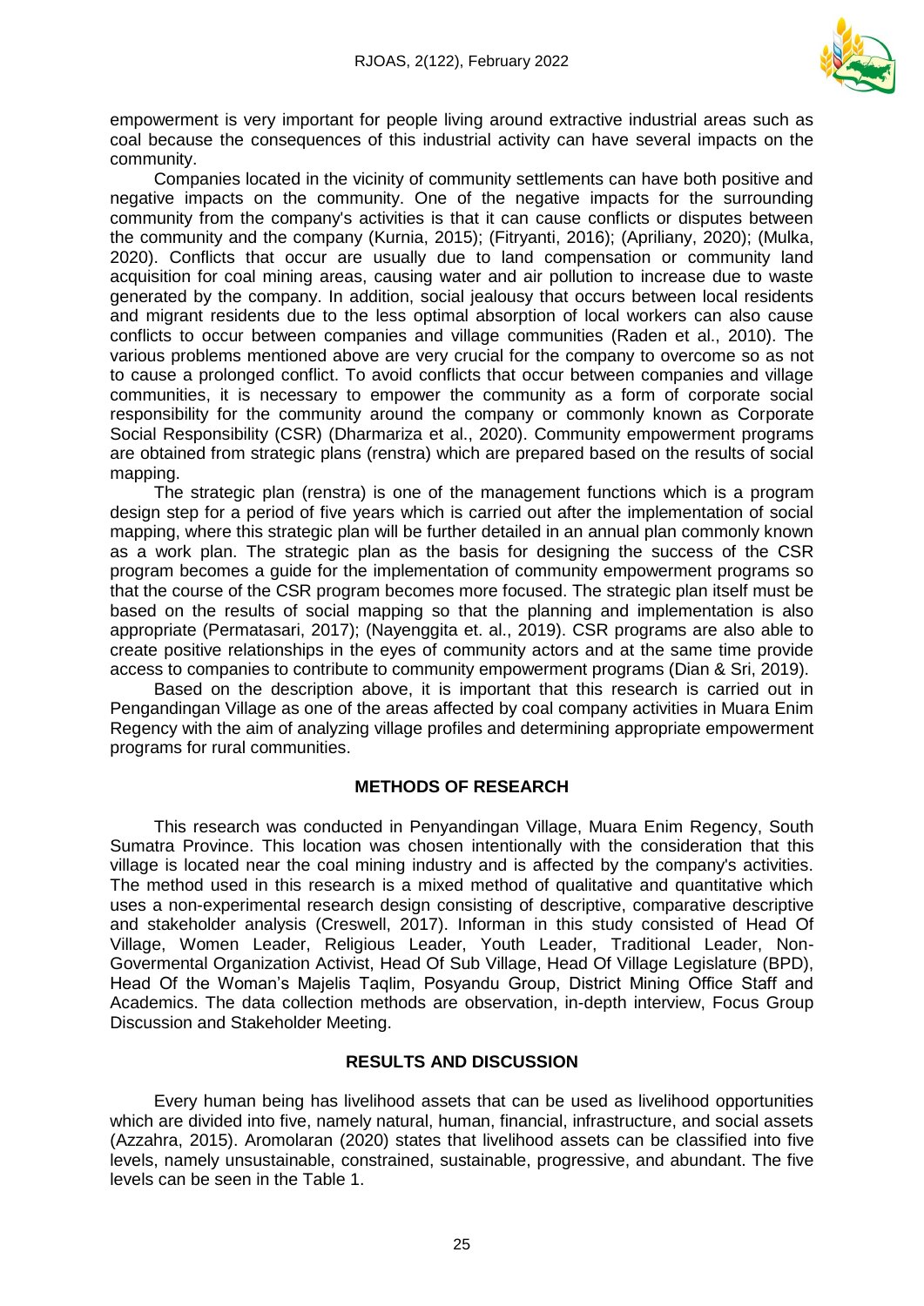empowerment is very important for people living around extractive industrial areas such as coal because the consequences of this industrial activity can have several impacts on the community.

Companies located in the vicinity of community settlements can have both positive and negative impacts on the community. One of the negative impacts for the surrounding community from the company's activities is that it can cause conflicts or disputes between the community and the company (Kurnia, 2015); (Fitryanti, 2016); (Apriliany, 2020); (Mulka, 2020). Conflicts that occur are usually due to land compensation or community land acquisition for coal mining areas, causing water and air pollution to increase due to waste generated by the company. In addition, social jealousy that occurs between local residents and migrant residents due to the less optimal absorption of local workers can also cause conflicts to occur between companies and village communities (Raden et al., 2010). The various problems mentioned above are very crucial for the company to overcome so as not to cause a prolonged conflict. To avoid conflicts that occur between companies and village communities, it is necessary to empower the community as a form of corporate social responsibility for the community around the company or commonly known as Corporate Social Responsibility (CSR) (Dharmariza et al., 2020). Community empowerment programs are obtained from strategic plans (renstra) which are prepared based on the results of social mapping.

The strategic plan (renstra) is one of the management functions which is a program design step for a period of five years which is carried out after the implementation of social mapping, where this strategic plan will be further detailed in an annual plan commonly known as a work plan. The strategic plan as the basis for designing the success of the CSR program becomes a guide for the implementation of community empowerment programs so that the course of the CSR program becomes more focused. The strategic plan itself must be based on the results of social mapping so that the planning and implementation is also appropriate (Permatasari, 2017); (Nayenggita et. al., 2019). CSR programs are also able to create positive relationships in the eyes of community actors and at the same time provide access to companies to contribute to community empowerment programs (Dian & Sri, 2019).

Based on the description above, it is important that this research is carried out in Pengandingan Village as one of the areas affected by coal company activities in Muara Enim Regency with the aim of analyzing village profiles and determining appropriate empowerment programs for rural communities.

## METHODS OF RESEARCH

This research was conducted in Penyandingan Village, Muara Enim Regency, South Sumatra Province. This location was chosen intentionally with the consideration that this village is located near the coal mining industry and is affected by the company's activities. The method used in this research is a mixed method of qualitative and quantitative which uses a non-experimental research design consisting of descriptive, comparative descriptive and stakeholder analysis (Creswell, 2017). Informan in this study consisted of Head Of Village, Women Leader, Religious Leader, Youth Leader, Traditional Leader, Non-Govermental Organization Activist, Head Of Sub Village, Head Of Village Legislature (BPD), Head Of the Woman's Majelis Taqlim, Posyandu Group, District Mining Office Staff and Academics. The data collection methods are observation, in-depth interview, Focus Group Discussion and Stakeholder Meeting.

## RESULTS AND DISCUSSION

Every human being has livelihood assets that can be used as livelihood opportunities which are divided into five, namely natural, human, financial, infrastructure, and social assets (Azzahra, 2015). Aromolaran (2020) states that livelihood assets can be classified into five levels, namely unsustainable, constrained, sustainable, progressive, and abundant. The five levels can be seen in the Table 1.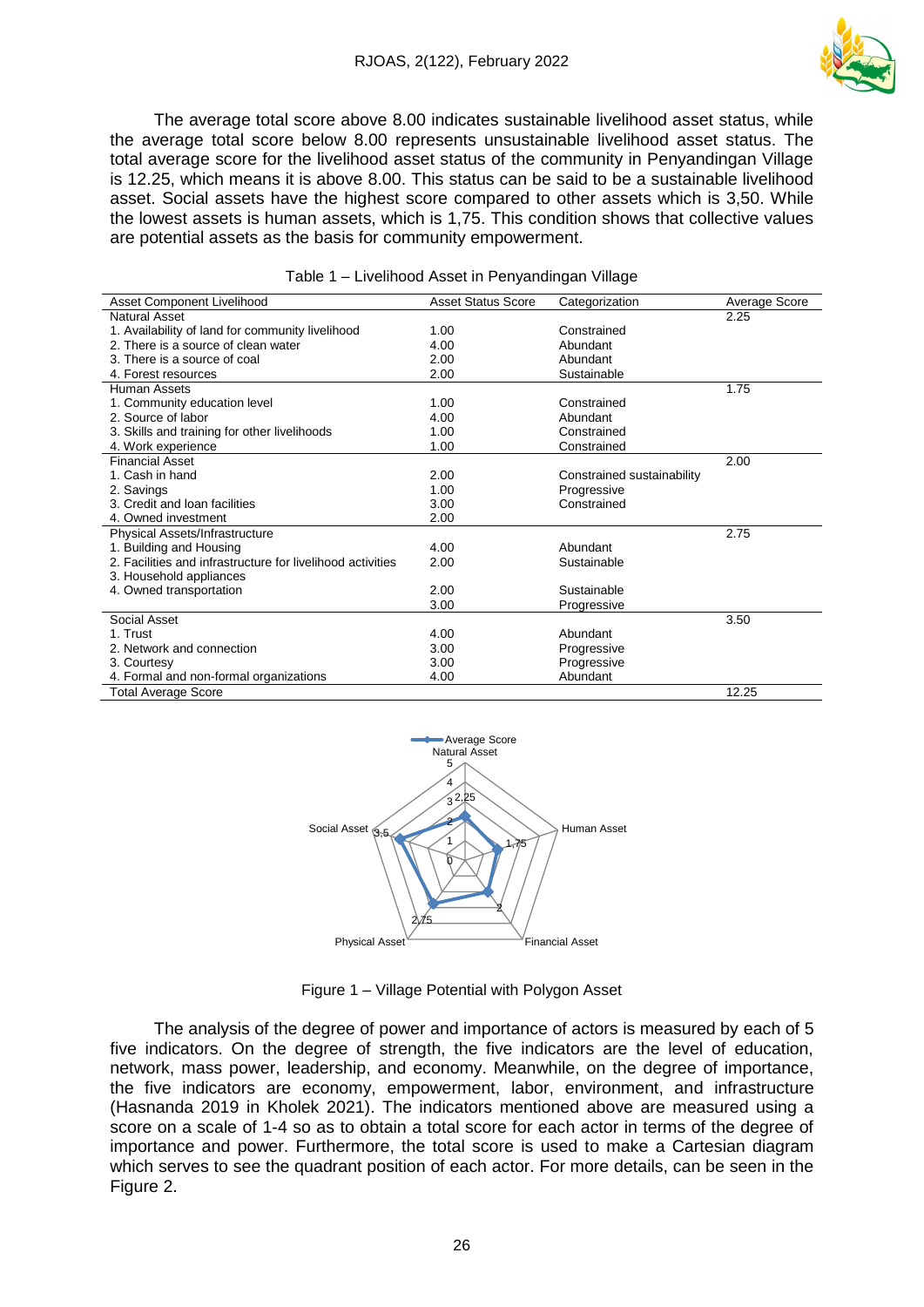The average total score above 8.00 indicates sustainable livelihood asset status, while the average total score below 8.00 represents unsustainable livelihood asset status. The total average score for the livelihood asset status of the community in Penyandingan Village is 12.25, which means it is above 8.00. This status can be said to be a sustainable livelihood asset. Social assets have the highest score compared to other assets which is 3,50. While the lowest assets is human assets, which is 1,75. This condition shows that collective values are potential assets as the basis for community empowerment.

Table 1 – Livelihood Asset in Penyandingan Village

| Asset Component Livelihood | Asset Status Score | Categorization | Average Score |
|---|---|---|---|
| Natural Asset | | | 2.25 |
| 1. Availability of land for community livelihood | 1.00 | Constrained | |
| 2. There is a source of clean water | 4.00 | Abundant | |
| 3. There is a source of coal | 2.00 | Abundant | |
| 4. Forest resources | 2.00 | Sustainable | |
| Human Assets | | | 1.75 |
| 1. Community education level | 1.00 | Constrained | |
| 2. Source of labor | 4.00 | Abundant | |
| 3. Skills and training for other livelihoods | 1.00 | Constrained | |
| 4. Work experience | 1.00 | Constrained | |
| Financial Asset | | | 2.00 |
| 1. Cash in hand | 2.00 | Constrained sustainability | |
| 2. Savings | 1.00 | Progressive | |
| 3. Credit and loan facilities | 3.00 | Constrained | |
| 4. Owned investment | 2.00 | | |
| Physical Assets/Infrastructure | | | 2.75 |
| 1. Building and Housing | 4.00 | Abundant | |
| 2. Facilities and infrastructure for livelihood activities | 2.00 | Sustainable | |
| 3. Household appliances | | | |
| 4. Owned transportation | 2.00 | Sustainable | |
| | 3.00 | Progressive | |
| Social Asset | | | 3.50 |
| 1. Trust | 4.00 | Abundant | |
| 2. Network and connection | 3.00 | Progressive | |
| 3. Courtesy | 3.00 | Progressive | |
| 4. Formal and non-formal organizations | 4.00 | Abundant | |
| Total Average Score | | | 12.25 |

Figure 1 – Village Potential with Polygon Asset

The analysis of the degree of power and importance of actors is measured by each of 5 five indicators. On the degree of strength, the five indicators are the level of education, network, mass power, leadership, and economy. Meanwhile, on the degree of importance, the five indicators are economy, empowerment, labor, environment, and infrastructure (Hasnanda 2019 in Kholek 2021). The indicators mentioned above are measured using a score on a scale of 1-4 so as to obtain a total score for each actor in terms of the degree of importance and power. Furthermore, the total score is used to make a Cartesian diagram which serves to see the quadrant position of each actor. For more details, can be seen in the Figure 2.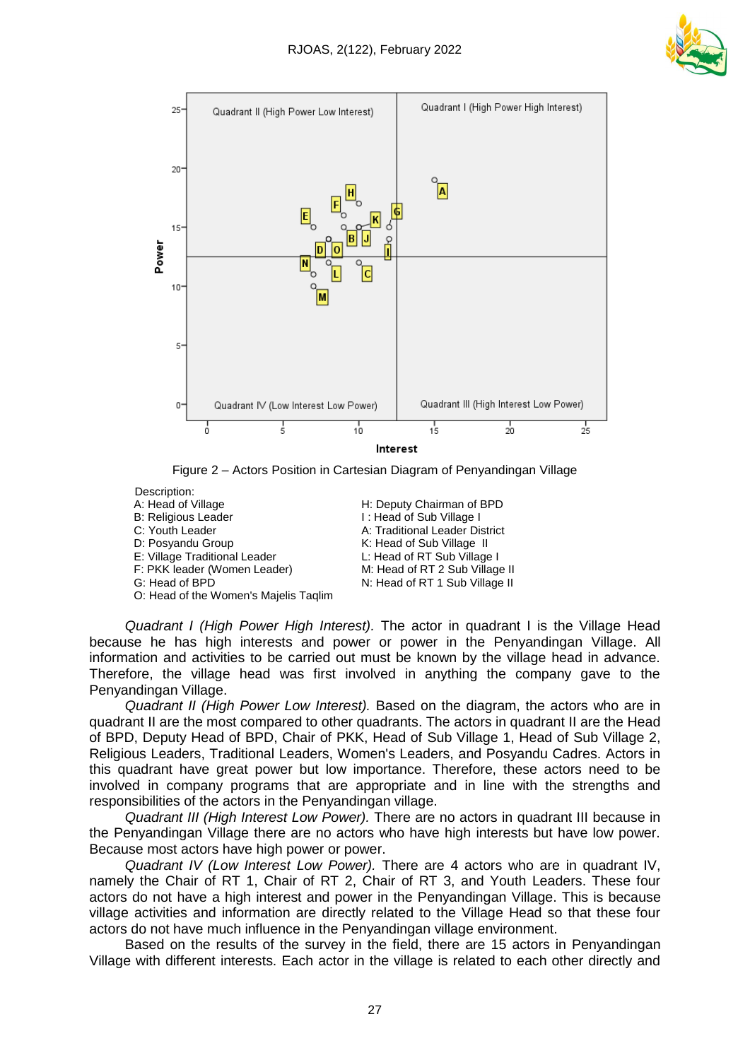Figure 2 – Actors Position in Cartesian Diagram of Penyandingan Village

Description:

A: Head of Village
B: Religious Leader
C: Youth Leader
D: Posyandu Group
E: Village Traditional Leader
F: PKK leader (Women Leader)
G: Head of BPD
O: Head of the Women's Majelis Taqlim
H: Deputy Chairman of BPD
I : Head of Sub Village I
A: Traditional Leader District
K: Head of Sub Village II
L: Head of RT Sub Village I
M: Head of RT 2 Sub Village II
N: Head of RT 1 Sub Village II

*Quadrant I (High Power High Interest).* The actor in quadrant I is the Village Head because he has high interests and power or power in the Penyandingan Village. All information and activities to be carried out must be known by the village head in advance. Therefore, the village head was first involved in anything the company gave to the Penyandingan Village.

*Quadrant II (High Power Low Interest).* Based on the diagram, the actors who are in quadrant II are the most compared to other quadrants. The actors in quadrant II are the Head of BPD, Deputy Head of BPD, Chair of PKK, Head of Sub Village 1, Head of Sub Village 2, Religious Leaders, Traditional Leaders, Women's Leaders, and Posyandu Cadres. Actors in this quadrant have great power but low importance. Therefore, these actors need to be involved in company programs that are appropriate and in line with the strengths and responsibilities of the actors in the Penyandingan village.

*Quadrant III (High Interest Low Power).* There are no actors in quadrant III because in the Penyandingan Village there are no actors who have high interests but have low power. Because most actors have high power or power.

*Quadrant IV (Low Interest Low Power).* There are 4 actors who are in quadrant IV, namely the Chair of RT 1, Chair of RT 2, Chair of RT 3, and Youth Leaders. These four actors do not have a high interest and power in the Penyandingan Village. This is because village activities and information are directly related to the Village Head so that these four actors do not have much influence in the Penyandingan village environment.

Based on the results of the survey in the field, there are 15 actors in Penyandingan Village with different interests. Each actor in the village is related to each other directly and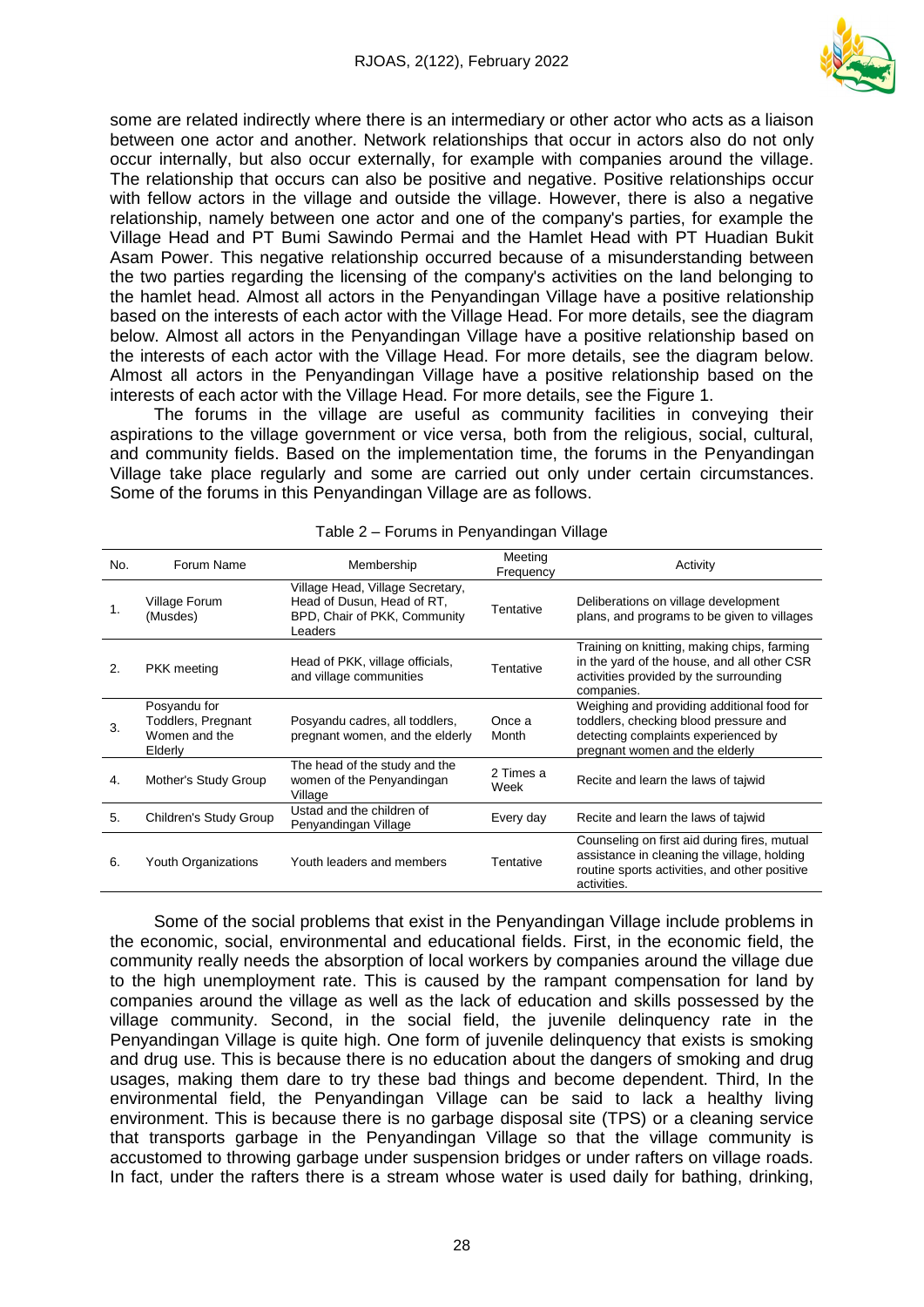some are related indirectly where there is an intermediary or other actor who acts as a liaison between one actor and another. Network relationships that occur in actors also do not only occur internally, but also occur externally, for example with companies around the village. The relationship that occurs can also be positive and negative. Positive relationships occur with fellow actors in the village and outside the village. However, there is also a negative relationship, namely between one actor and one of the company's parties, for example the Village Head and PT Bumi Sawindo Permai and the Hamlet Head with PT Huadian Bukit Asam Power. This negative relationship occurred because of a misunderstanding between the two parties regarding the licensing of the company's activities on the land belonging to the hamlet head. Almost all actors in the Penyandingan Village have a positive relationship based on the interests of each actor with the Village Head. For more details, see the diagram below. Almost all actors in the Penyandingan Village have a positive relationship based on the interests of each actor with the Village Head. For more details, see the diagram below. Almost all actors in the Penyandingan Village have a positive relationship based on the interests of each actor with the Village Head. For more details, see the Figure 1.

The forums in the village are useful as community facilities in conveying their aspirations to the village government or vice versa, both from the religious, social, cultural, and community fields. Based on the implementation time, the forums in the Penyandingan Village take place regularly and some are carried out only under certain circumstances. Some of the forums in this Penyandingan Village are as follows.

Table 2 – Forums in Penyandingan Village

| No. | Forum Name | Membership | Meeting Frequency | Activity |
|---|---|---|---|---|
| 1. | Village Forum (Musdes) | Village Head, Village Secretary, Head of Dusun, Head of RT, BPD, Chair of PKK, Community Leaders | Tentative | Deliberations on village development plans, and programs to be given to villages |
| 2. | PKK meeting | Head of PKK, village officials, and village communities | Tentative | Training on knitting, making chips, farming in the yard of the house, and all other CSR activities provided by the surrounding companies. |
| 3. | Posyandu for Toddlers, Pregnant Women and the Elderly | Posyandu cadres, all toddlers, pregnant women, and the elderly | Once a Month | Weighing and providing additional food for toddlers, checking blood pressure and detecting complaints experienced by pregnant women and the elderly |
| 4. | Mother's Study Group | The head of the study and the women of the Penyandingan Village | 2 Times a Week | Recite and learn the laws of tajwid |
| 5. | Children's Study Group | Ustad and the children of Penyandingan Village | Every day | Recite and learn the laws of tajwid |
| 6. | Youth Organizations | Youth leaders and members | Tentative | Counseling on first aid during fires, mutual assistance in cleaning the village, holding routine sports activities, and other positive activities. |

Some of the social problems that exist in the Penyandingan Village include problems in the economic, social, environmental and educational fields. First, in the economic field, the community really needs the absorption of local workers by companies around the village due to the high unemployment rate. This is caused by the rampant compensation for land by companies around the village as well as the lack of education and skills possessed by the village community. Second, in the social field, the juvenile delinquency rate in the Penyandingan Village is quite high. One form of juvenile delinquency that exists is smoking and drug use. This is because there is no education about the dangers of smoking and drug usages, making them dare to try these bad things and become dependent. Third, In the environmental field, the Penyandingan Village can be said to lack a healthy living environment. This is because there is no garbage disposal site (TPS) or a cleaning service that transports garbage in the Penyandingan Village so that the village community is accustomed to throwing garbage under suspension bridges or under rafters on village roads. In fact, under the rafters there is a stream whose water is used daily for bathing, drinking,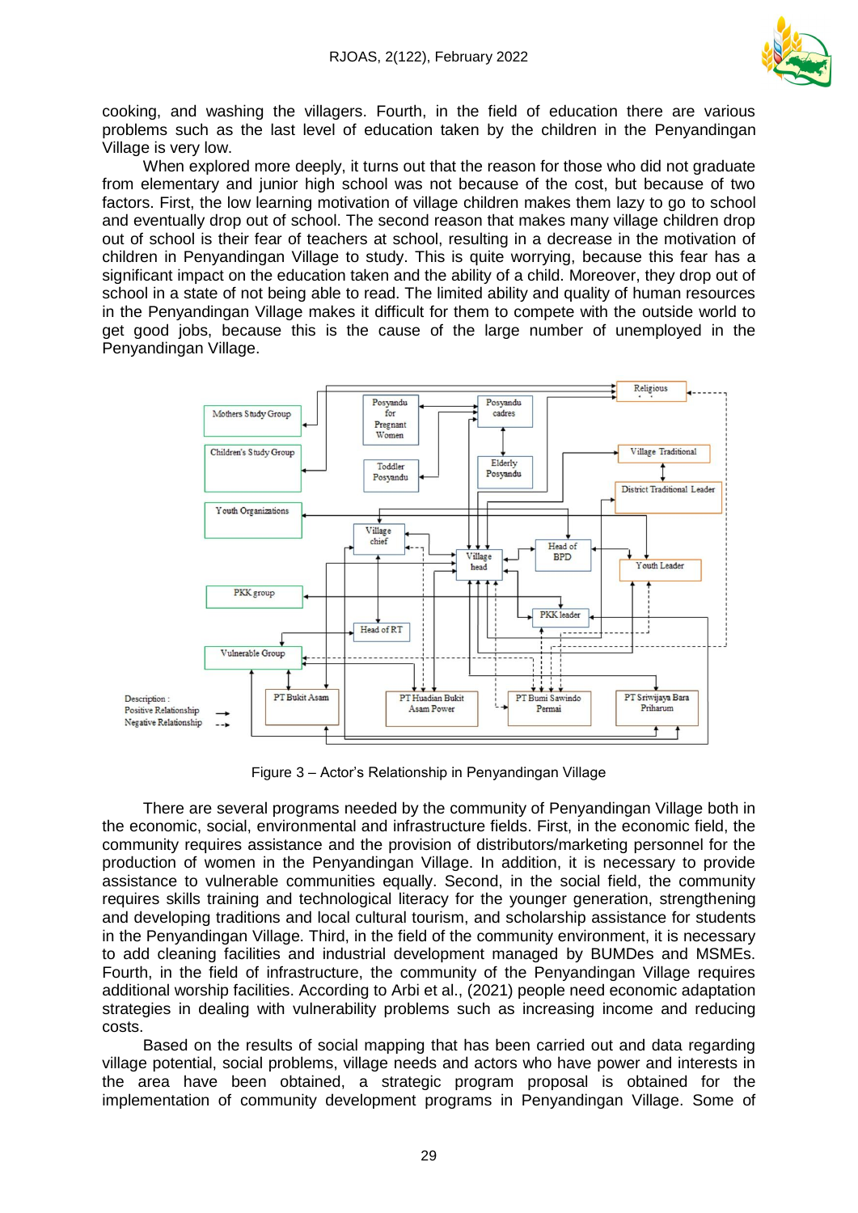cooking, and washing the villagers. Fourth, in the field of education there are various problems such as the last level of education taken by the children in the Penyandingan Village is very low.

When explored more deeply, it turns out that the reason for those who did not graduate from elementary and junior high school was not because of the cost, but because of two factors. First, the low learning motivation of village children makes them lazy to go to school and eventually drop out of school. The second reason that makes many village children drop out of school is their fear of teachers at school, resulting in a decrease in the motivation of children in Penyandingan Village to study. This is quite worrying, because this fear has a significant impact on the education taken and the ability of a child. Moreover, they drop out of school in a state of not being able to read. The limited ability and quality of human resources in the Penyandingan Village makes it difficult for them to compete with the outside world to get good jobs, because this is the cause of the large number of unemployed in the Penyandingan Village.

Figure 3 – Actor's Relationship in Penyandingan Village

There are several programs needed by the community of Penyandingan Village both in the economic, social, environmental and infrastructure fields. First, in the economic field, the community requires assistance and the provision of distributors/marketing personnel for the production of women in the Penyandingan Village. In addition, it is necessary to provide assistance to vulnerable communities equally. Second, in the social field, the community requires skills training and technological literacy for the younger generation, strengthening and developing traditions and local cultural tourism, and scholarship assistance for students in the Penyandingan Village. Third, in the field of the community environment, it is necessary to add cleaning facilities and industrial development managed by BUMDes and MSMEs. Fourth, in the field of infrastructure, the community of the Penyandingan Village requires additional worship facilities. According to Arbi et al., (2021) people need economic adaptation strategies in dealing with vulnerability problems such as increasing income and reducing costs.

Based on the results of social mapping that has been carried out and data regarding village potential, social problems, village needs and actors who have power and interests in the area have been obtained, a strategic program proposal is obtained for the implementation of community development programs in Penyandingan Village. Some of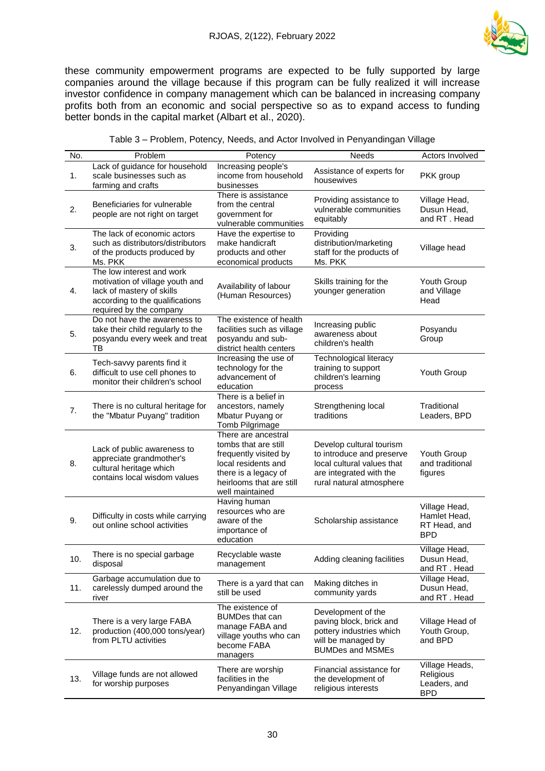these community empowerment programs are expected to be fully supported by large companies around the village because if this program can be fully realized it will increase investor confidence in company management which can be balanced in increasing company profits both from an economic and social perspective so as to expand access to funding better bonds in the capital market (Albart et al., 2020).

Table 3 – Problem, Potency, Needs, and Actor Involved in Penyandingan Village

| No. | Problem | Potency | Needs | Actors Involved |
|---|---|---|---|---|
| 1. | Lack of guidance for household scale businesses such as farming and crafts | Increasing people's income from household businesses | Assistance of experts for housewives | PKK group |
| 2. | Beneficiaries for vulnerable people are not right on target | There is assistance from the central government for vulnerable communities | Providing assistance to vulnerable communities equitably | Village Head, Dusun Head, and RT . Head |
| 3. | The lack of economic actors such as distributors/distributors of the products produced by Ms. PKK | Have the expertise to make handicraft products and other economical products | Providing distribution/marketing staff for the products of Ms. PKK | Village head |
| 4. | The low interest and work motivation of village youth and lack of mastery of skills according to the qualifications required by the company | Availability of labour (Human Resources) | Skills training for the younger generation | Youth Group and Village Head |
| 5. | Do not have the awareness to take their child regularly to the posyandu every week and treat TB | The existence of health facilities such as village posyandu and sub-district health centers | Increasing public awareness about children's health | Posyandu Group |
| 6. | Tech-savvy parents find it difficult to use cell phones to monitor their children's school | Increasing the use of technology for the advancement of education | Technological literacy training to support children's learning process | Youth Group |
| 7. | There is no cultural heritage for the "Mbatur Puyang" tradition | There is a belief in ancestors, namely Mbatur Puyang or Tomb Pilgrimage | Strengthening local traditions | Traditional Leaders, BPD |
| 8. | Lack of public awareness to appreciate grandmother's cultural heritage which contains local wisdom values | There are ancestral tombs that are still frequently visited by local residents and there is a legacy of heirlooms that are still well maintained | Develop cultural tourism to introduce and preserve local cultural values that are integrated with the rural natural atmosphere | Youth Group and traditional figures |
| 9. | Difficulty in costs while carrying out online school activities | Having human resources who are aware of the importance of education | Scholarship assistance | Village Head, Hamlet Head, RT Head, and BPD |
| 10. | There is no special garbage disposal | Recyclable waste management | Adding cleaning facilities | Village Head, Dusun Head, and RT . Head |
| 11. | Garbage accumulation due to carelessly dumped around the river | There is a yard that can still be used | Making ditches in community yards | Village Head, Dusun Head, and RT . Head |
| 12. | There is a very large FABA production (400,000 tons/year) from PLTU activities | The existence of BUMDes that can manage FABA and village youths who can become FABA managers | Development of the paving block, brick and pottery industries which will be managed by BUMDes and MSMEs | Village Head of Youth Group, and BPD |
| 13. | Village funds are not allowed for worship purposes | There are worship facilities in the Penyandingan Village | Financial assistance for the development of religious interests | Village Heads, Religious Leaders, and BPD |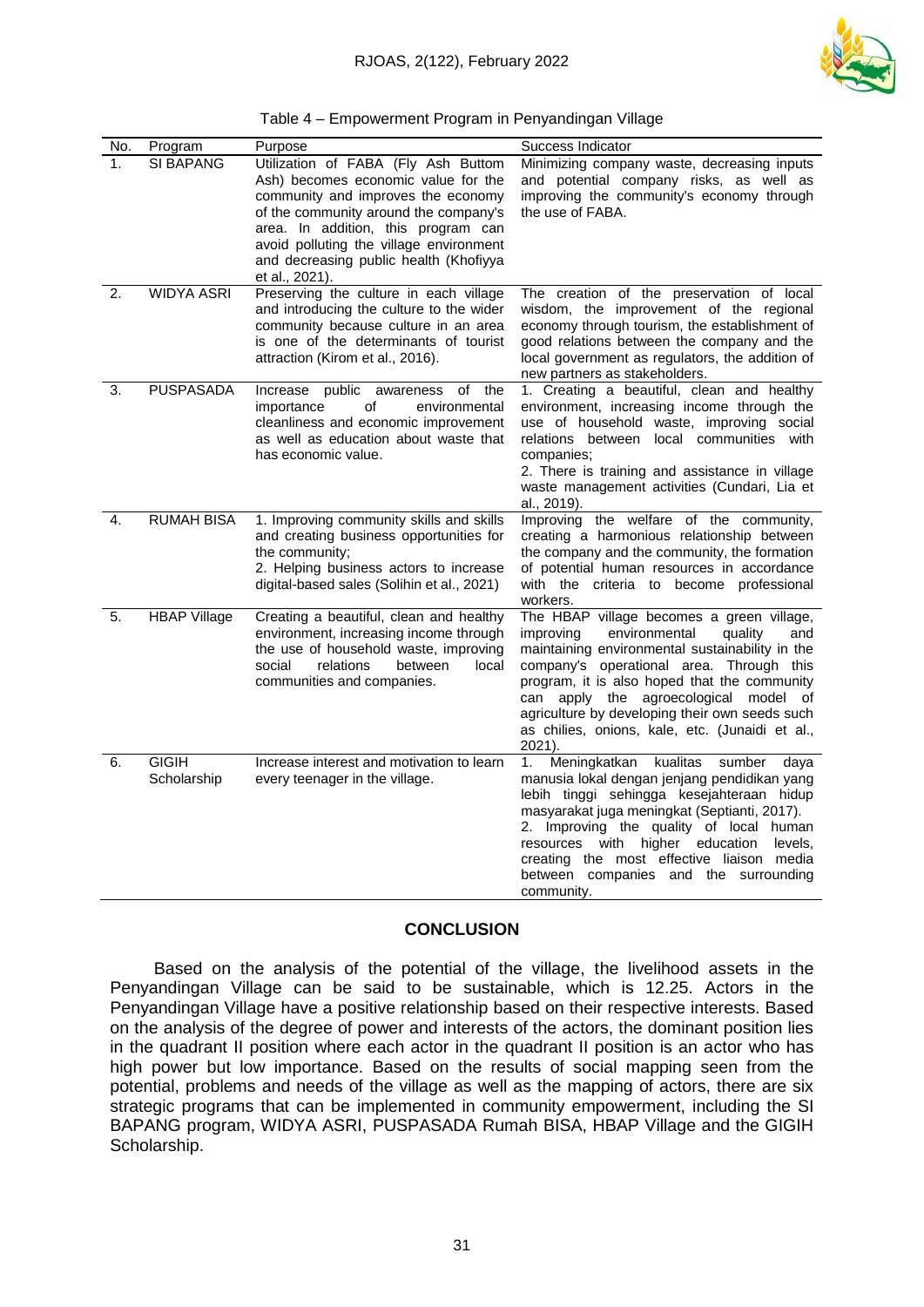Table 4 – Empowerment Program in Penyandingan Village

| No. | Program | Purpose | Success Indicator |
|---|---|---|---|
| 1. | SI BAPANG | Utilization of FABA (Fly Ash Buttom Ash) becomes economic value for the community and improves the economy of the community around the company's area. In addition, this program can avoid polluting the village environment and decreasing public health (Khofiyya et al., 2021). | Minimizing company waste, decreasing inputs and potential company risks, as well as improving the community's economy through the use of FABA. |
| 2. | WIDYA ASRI | Preserving the culture in each village and introducing the culture to the wider community because culture in an area is one of the determinants of tourist attraction (Kirom et al., 2016). | The creation of the preservation of local wisdom, the improvement of the regional economy through tourism, the establishment of good relations between the company and the local government as regulators, the addition of new partners as stakeholders. |
| 3. | PUSPASADA | Increase public awareness of the importance of environmental cleanliness and economic improvement as well as education about waste that has economic value. | 1. Creating a beautiful, clean and healthy environment, increasing income through the use of household waste, improving social relations between local communities with companies;<br>2. There is training and assistance in village waste management activities (Cundari, Lia et al., 2019). |
| 4. | RUMAH BISA | 1. Improving community skills and skills and creating business opportunities for the community;<br>2. Helping business actors to increase digital-based sales (Solihin et al., 2021) | Improving the welfare of the community, creating a harmonious relationship between the company and the community, the formation of potential human resources in accordance with the criteria to become professional workers. |
| 5. | HBAP Village | Creating a beautiful, clean and healthy environment, increasing income through the use of household waste, improving social relations between local communities and companies. | The HBAP village becomes a green village, improving environmental quality and maintaining environmental sustainability in the company's operational area. Through this program, it is also hoped that the community can apply the agroecological model of agriculture by developing their own seeds such as chilies, onions, kale, etc. (Junaidi et al., 2021). |
| 6. | GIGIH Scholarship | Increase interest and motivation to learn every teenager in the village. | 1. Meningkatkan kualitas sumber daya manusia lokal dengan jenjang pendidikan yang lebih tinggi sehingga kesejahteraan hidup masyarakat juga meningkat (Septianti, 2017).<br>2. Improving the quality of local human resources with higher education levels, creating the most effective liaison media between companies and the surrounding community. |

## CONCLUSION

Based on the analysis of the potential of the village, the livelihood assets in the Penyandingan Village can be said to be sustainable, which is 12.25. Actors in the Penyandingan Village have a positive relationship based on their respective interests. Based on the analysis of the degree of power and interests of the actors, the dominant position lies in the quadrant II position where each actor in the quadrant II position is an actor who has high power but low importance. Based on the results of social mapping seen from the potential, problems and needs of the village as well as the mapping of actors, there are six strategic programs that can be implemented in community empowerment, including the SI BAPANG program, WIDYA ASRI, PUSPASADA Rumah BISA, HBAP Village and the GIGIH Scholarship.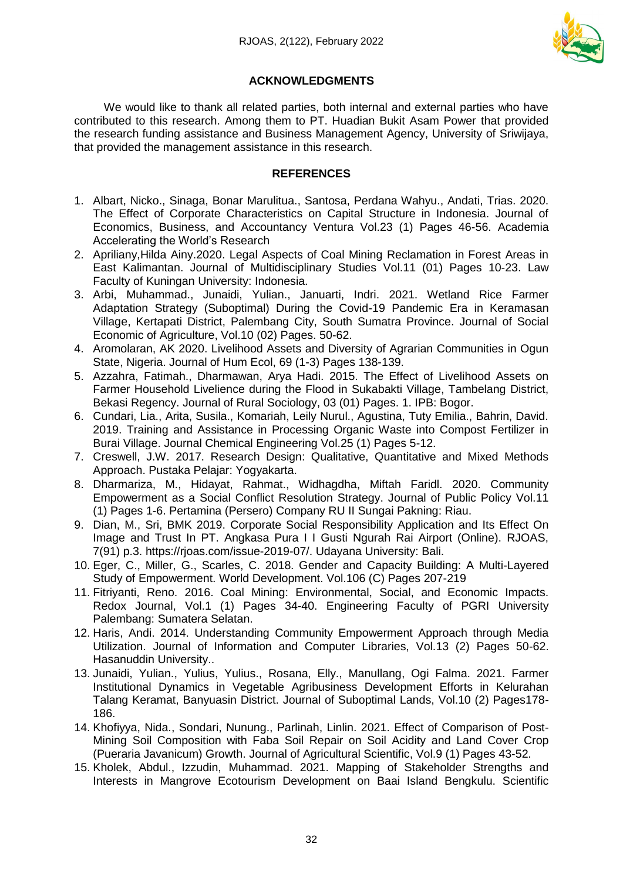## ACKNOWLEDGMENTS

We would like to thank all related parties, both internal and external parties who have contributed to this research. Among them to PT. Huadian Bukit Asam Power that provided the research funding assistance and Business Management Agency, University of Sriwijaya, that provided the management assistance in this research.

## REFERENCES

1. Albart, Nicko., Sinaga, Bonar Marulitua., Santosa, Perdana Wahyu., Andati, Trias. 2020. The Effect of Corporate Characteristics on Capital Structure in Indonesia. Journal of Economics, Business, and Accountancy Ventura Vol.23 (1) Pages 46-56. Academia Accelerating the World's Research
2. Apriliany,Hilda Ainy.2020. Legal Aspects of Coal Mining Reclamation in Forest Areas in East Kalimantan. Journal of Multidisciplinary Studies Vol.11 (01) Pages 10-23. Law Faculty of Kuningan University: Indonesia.
3. Arbi, Muhammad., Junaidi, Yulian., Januarti, Indri. 2021. Wetland Rice Farmer Adaptation Strategy (Suboptimal) During the Covid-19 Pandemic Era in Keramasan Village, Kertapati District, Palembang City, South Sumatra Province. Journal of Social Economic of Agriculture, Vol.10 (02) Pages. 50-62.
4. Aromolaran, AK 2020. Livelihood Assets and Diversity of Agrarian Communities in Ogun State, Nigeria. Journal of Hum Ecol, 69 (1-3) Pages 138-139.
5. Azzahra, Fatimah., Dharmawan, Arya Hadi. 2015. The Effect of Livelihood Assets on Farmer Household Livelience during the Flood in Sukabakti Village, Tambelang District, Bekasi Regency. Journal of Rural Sociology, 03 (01) Pages. 1. IPB: Bogor.
6. Cundari, Lia., Arita, Susila., Komariah, Leily Nurul., Agustina, Tuty Emilia., Bahrin, David. 2019. Training and Assistance in Processing Organic Waste into Compost Fertilizer in Burai Village. Journal Chemical Engineering Vol.25 (1) Pages 5-12.
7. Creswell, J.W. 2017. Research Design: Qualitative, Quantitative and Mixed Methods Approach. Pustaka Pelajar: Yogyakarta.
8. Dharmariza, M., Hidayat, Rahmat., Widhagdha, Miftah Faridl. 2020. Community Empowerment as a Social Conflict Resolution Strategy. Journal of Public Policy Vol.11 (1) Pages 1-6. Pertamina (Persero) Company RU II Sungai Pakning: Riau.
9. Dian, M., Sri, BMK 2019. Corporate Social Responsibility Application and Its Effect On Image and Trust In PT. Angkasa Pura I I Gusti Ngurah Rai Airport (Online). RJOAS, 7(91) p.3. https://rjoas.com/issue-2019-07/. Udayana University: Bali.
10. Eger, C., Miller, G., Scarles, C. 2018. Gender and Capacity Building: A Multi-Layered Study of Empowerment. World Development. Vol.106 (C) Pages 207-219
11. Fitriyanti, Reno. 2016. Coal Mining: Environmental, Social, and Economic Impacts. Redox Journal, Vol.1 (1) Pages 34-40. Engineering Faculty of PGRI University Palembang: Sumatera Selatan.
12. Haris, Andi. 2014. Understanding Community Empowerment Approach through Media Utilization. Journal of Information and Computer Libraries, Vol.13 (2) Pages 50-62. Hasanuddin University..
13. Junaidi, Yulian., Yulius, Yulius., Rosana, Elly., Manullang, Ogi Falma. 2021. Farmer Institutional Dynamics in Vegetable Agribusiness Development Efforts in Kelurahan Talang Keramat, Banyuasin District. Journal of Suboptimal Lands, Vol.10 (2) Pages178-186.
14. Khofiyya, Nida., Sondari, Nunung., Parlinah, Linlin. 2021. Effect of Comparison of Post-Mining Soil Composition with Faba Soil Repair on Soil Acidity and Land Cover Crop (Pueraria Javanicum) Growth. Journal of Agricultural Scientific, Vol.9 (1) Pages 43-52.
15. Kholek, Abdul., Izzudin, Muhammad. 2021. Mapping of Stakeholder Strengths and Interests in Mangrove Ecotourism Development on Baai Island Bengkulu. Scientific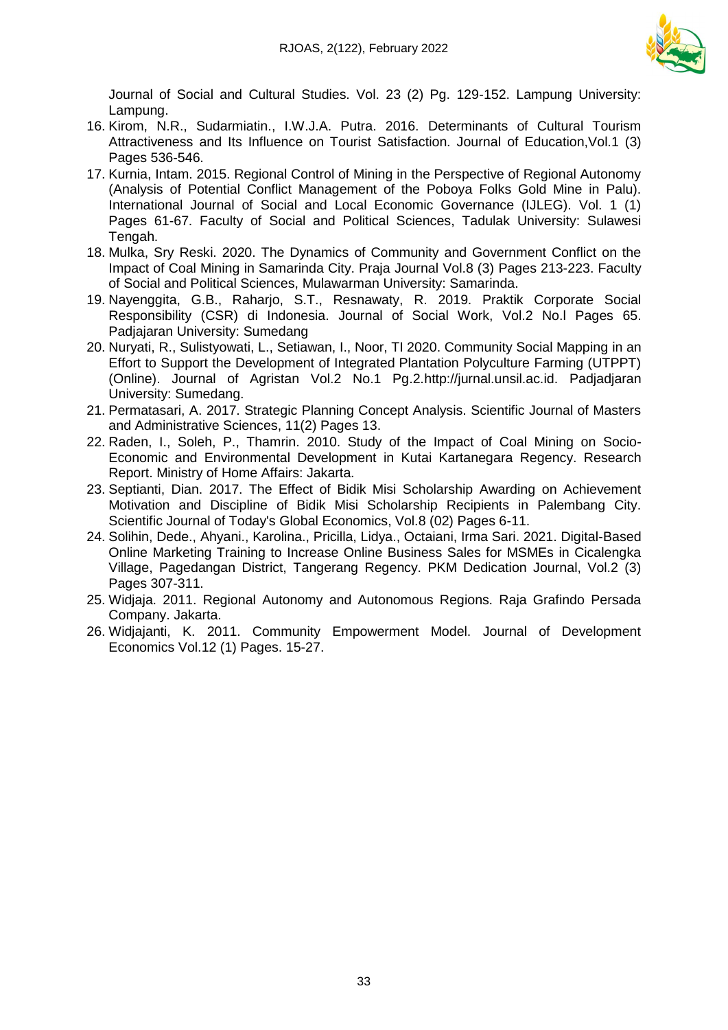Journal of Social and Cultural Studies. Vol. 23 (2) Pg. 129-152. Lampung University: Lampung.

16. Kirom, N.R., Sudarmiatin., I.W.J.A. Putra. 2016. Determinants of Cultural Tourism Attractiveness and Its Influence on Tourist Satisfaction. Journal of Education,Vol.1 (3) Pages 536-546.
17. Kurnia, Intam. 2015. Regional Control of Mining in the Perspective of Regional Autonomy (Analysis of Potential Conflict Management of the Poboya Folks Gold Mine in Palu). International Journal of Social and Local Economic Governance (IJLEG). Vol. 1 (1) Pages 61-67. Faculty of Social and Political Sciences, Tadulak University: Sulawesi Tengah.
18. Mulka, Sry Reski. 2020. The Dynamics of Community and Government Conflict on the Impact of Coal Mining in Samarinda City. Praja Journal Vol.8 (3) Pages 213-223. Faculty of Social and Political Sciences, Mulawarman University: Samarinda.
19. Nayenggita, G.B., Raharjo, S.T., Resnawaty, R. 2019. Praktik Corporate Social Responsibility (CSR) di Indonesia. Journal of Social Work, Vol.2 No.l Pages 65. Padjajaran University: Sumedang
20. Nuryati, R., Sulistyowati, L., Setiawan, I., Noor, TI 2020. Community Social Mapping in an Effort to Support the Development of Integrated Plantation Polyculture Farming (UTPPT) (Online). Journal of Agristan Vol.2 No.1 Pg.2.http://jurnal.unsil.ac.id. Padjadjaran University: Sumedang.
21. Permatasari, A. 2017. Strategic Planning Concept Analysis. Scientific Journal of Masters and Administrative Sciences, 11(2) Pages 13.
22. Raden, I., Soleh, P., Thamrin. 2010. Study of the Impact of Coal Mining on Socio-Economic and Environmental Development in Kutai Kartanegara Regency. Research Report. Ministry of Home Affairs: Jakarta.
23. Septianti, Dian. 2017. The Effect of Bidik Misi Scholarship Awarding on Achievement Motivation and Discipline of Bidik Misi Scholarship Recipients in Palembang City. Scientific Journal of Today's Global Economics, Vol.8 (02) Pages 6-11.
24. Solihin, Dede., Ahyani., Karolina., Pricilla, Lidya., Octaiani, Irma Sari. 2021. Digital-Based Online Marketing Training to Increase Online Business Sales for MSMEs in Cicalengka Village, Pagedangan District, Tangerang Regency. PKM Dedication Journal, Vol.2 (3) Pages 307-311.
25. Widjaja. 2011. Regional Autonomy and Autonomous Regions. Raja Grafindo Persada Company. Jakarta.
26. Widjajanti, K. 2011. Community Empowerment Model. Journal of Development Economics Vol.12 (1) Pages. 15-27.